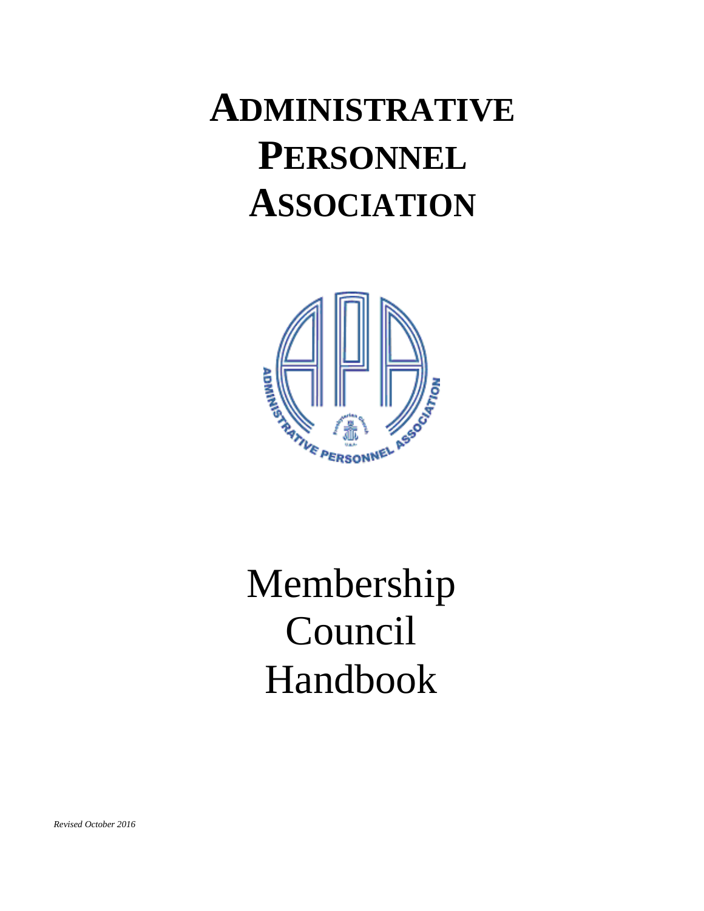# ADMINISTRATIVE PERSONNEL ASSOCIATION

# Membership Council Handbook

*Revised October 2016*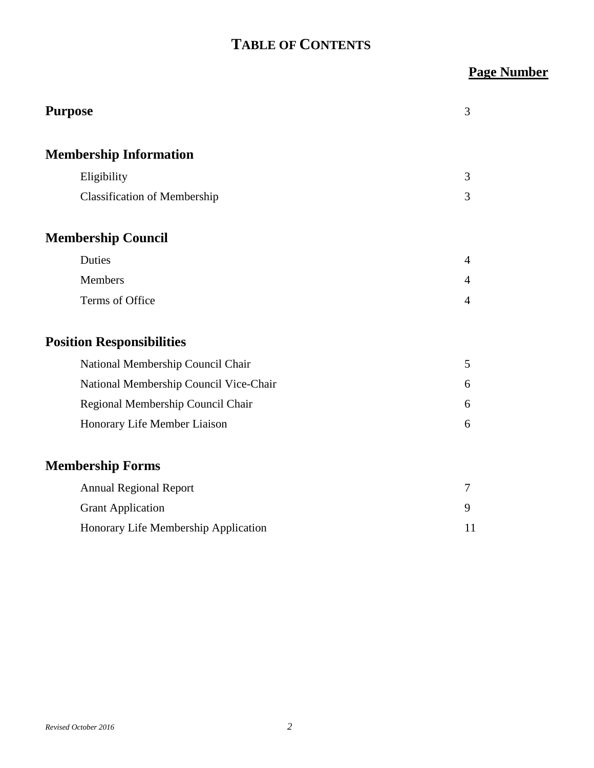# TABLE OF CONTENTS

| | Page Number |
|---|---|
| **Purpose** | 3 |
| **Membership Information** | |
| Eligibility | 3 |
| Classification of Membership | 3 |
| **Membership Council** | |
| Duties | 4 |
| Members | 4 |
| Terms of Office | 4 |
| **Position Responsibilities** | |
| National Membership Council Chair | 5 |
| National Membership Council Vice-Chair | 6 |
| Regional Membership Council Chair | 6 |
| Honorary Life Member Liaison | 6 |
| **Membership Forms** | |
| Annual Regional Report | 7 |
| Grant Application | 9 |
| Honorary Life Membership Application | 11 |

*Revised October 2016*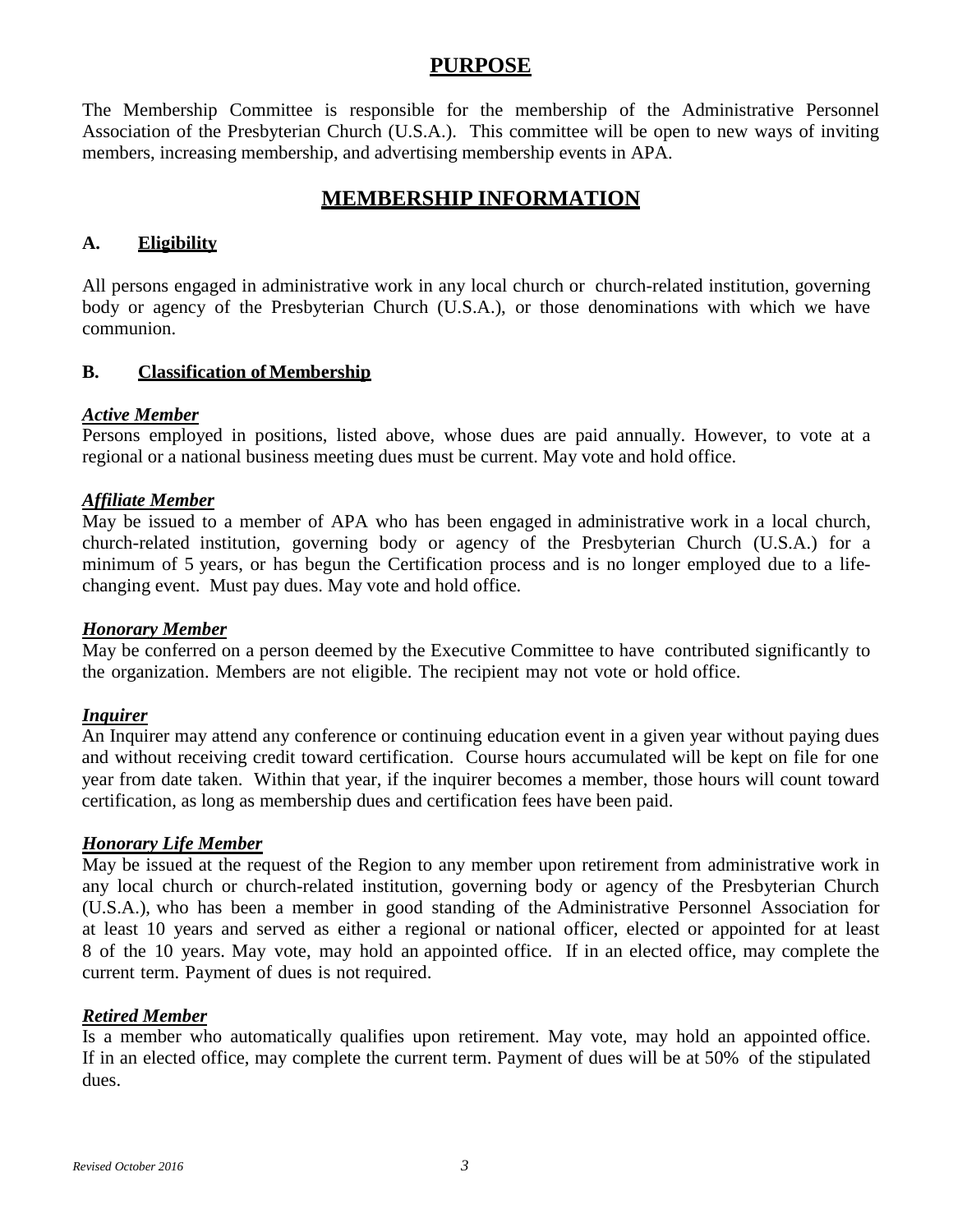## PURPOSE

The Membership Committee is responsible for the membership of the Administrative Personnel Association of the Presbyterian Church (U.S.A.). This committee will be open to new ways of inviting members, increasing membership, and advertising membership events in APA.

## MEMBERSHIP INFORMATION

### A. Eligibility

All persons engaged in administrative work in any local church or church-related institution, governing body or agency of the Presbyterian Church (U.S.A.), or those denominations with which we have communion.

### B. Classification of Membership

***Active Member***
Persons employed in positions, listed above, whose dues are paid annually. However, to vote at a regional or a national business meeting dues must be current. May vote and hold office.

***Affiliate Member***
May be issued to a member of APA who has been engaged in administrative work in a local church, church-related institution, governing body or agency of the Presbyterian Church (U.S.A.) for a minimum of 5 years, or has begun the Certification process and is no longer employed due to a life-changing event. Must pay dues. May vote and hold office.

***Honorary Member***
May be conferred on a person deemed by the Executive Committee to have contributed significantly to the organization. Members are not eligible. The recipient may not vote or hold office.

***Inquirer***
An Inquirer may attend any conference or continuing education event in a given year without paying dues and without receiving credit toward certification. Course hours accumulated will be kept on file for one year from date taken. Within that year, if the inquirer becomes a member, those hours will count toward certification, as long as membership dues and certification fees have been paid.

***Honorary Life Member***
May be issued at the request of the Region to any member upon retirement from administrative work in any local church or church-related institution, governing body or agency of the Presbyterian Church (U.S.A.), who has been a member in good standing of the Administrative Personnel Association for at least 10 years and served as either a regional or national officer, elected or appointed for at least 8 of the 10 years. May vote, may hold an appointed office. If in an elected office, may complete the current term. Payment of dues is not required.

***Retired Member***
Is a member who automatically qualifies upon retirement. May vote, may hold an appointed office. If in an elected office, may complete the current term. Payment of dues will be at 50% of the stipulated dues.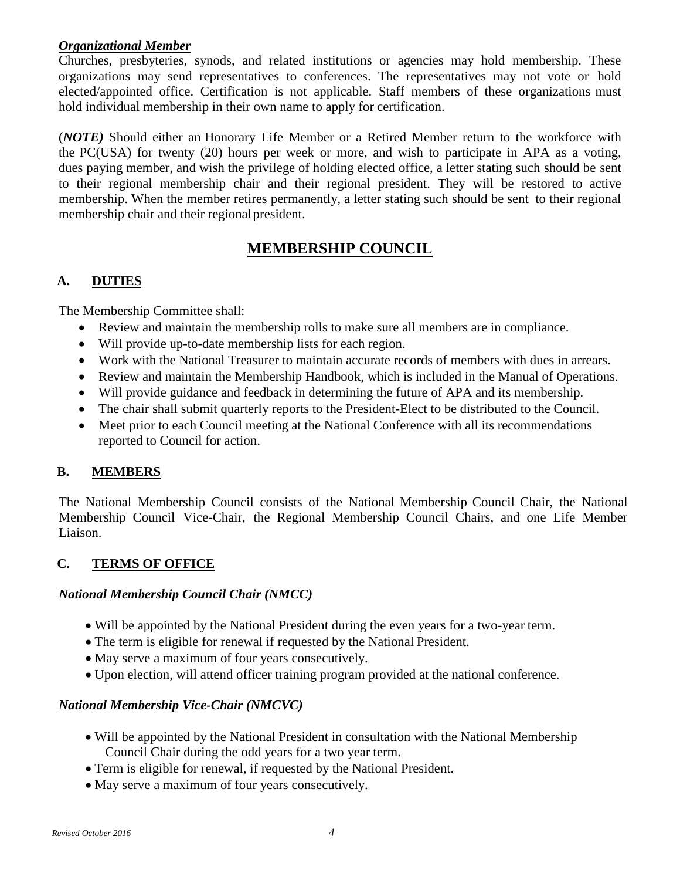***Organizational Member***

Churches, presbyteries, synods, and related institutions or agencies may hold membership. These organizations may send representatives to conferences. The representatives may not vote or hold elected/appointed office. Certification is not applicable. Staff members of these organizations must hold individual membership in their own name to apply for certification.

(***NOTE)*** Should either an Honorary Life Member or a Retired Member return to the workforce with the PC(USA) for twenty (20) hours per week or more, and wish to participate in APA as a voting, dues paying member, and wish the privilege of holding elected office, a letter stating such should be sent to their regional membership chair and their regional president. They will be restored to active membership. When the member retires permanently, a letter stating such should be sent to their regional membership chair and their regional president.

# MEMBERSHIP COUNCIL

## A. DUTIES

The Membership Committee shall:

- Review and maintain the membership rolls to make sure all members are in compliance.
- Will provide up-to-date membership lists for each region.
- Work with the National Treasurer to maintain accurate records of members with dues in arrears.
- Review and maintain the Membership Handbook, which is included in the Manual of Operations.
- Will provide guidance and feedback in determining the future of APA and its membership.
- The chair shall submit quarterly reports to the President-Elect to be distributed to the Council.
- Meet prior to each Council meeting at the National Conference with all its recommendations reported to Council for action.

## B. MEMBERS

The National Membership Council consists of the National Membership Council Chair, the National Membership Council Vice-Chair, the Regional Membership Council Chairs, and one Life Member Liaison.

## C. TERMS OF OFFICE

### *National Membership Council Chair (NMCC)*

- Will be appointed by the National President during the even years for a two-year term.
- The term is eligible for renewal if requested by the National President.
- May serve a maximum of four years consecutively.
- Upon election, will attend officer training program provided at the national conference.

### *National Membership Vice-Chair (NMCVC)*

- Will be appointed by the National President in consultation with the National Membership Council Chair during the odd years for a two year term.
- Term is eligible for renewal, if requested by the National President.
- May serve a maximum of four years consecutively.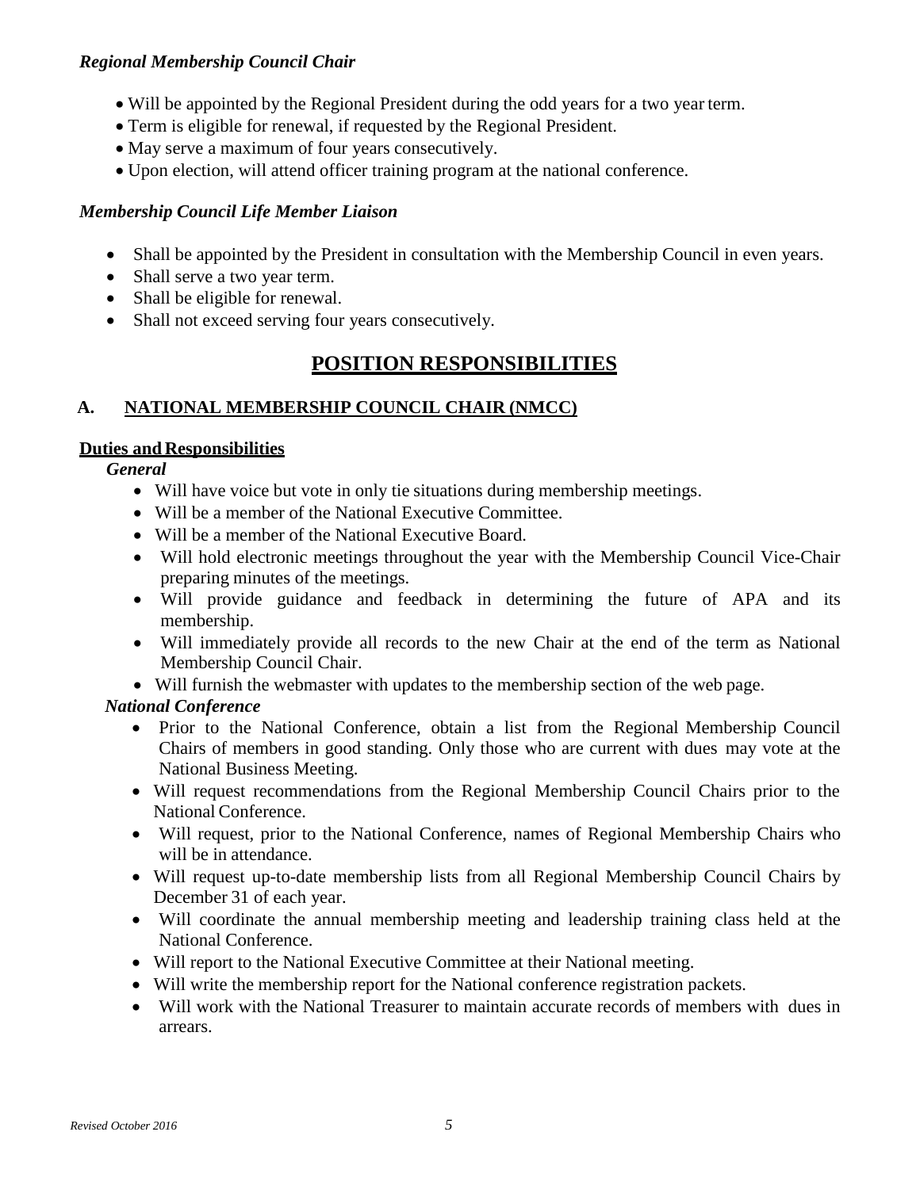***Regional Membership Council Chair***

- Will be appointed by the Regional President during the odd years for a two year term.
- Term is eligible for renewal, if requested by the Regional President.
- May serve a maximum of four years consecutively.
- Upon election, will attend officer training program at the national conference.

***Membership Council Life Member Liaison***

- Shall be appointed by the President in consultation with the Membership Council in even years.
- Shall serve a two year term.
- Shall be eligible for renewal.
- Shall not exceed serving four years consecutively.

# POSITION RESPONSIBILITIES

## A. NATIONAL MEMBERSHIP COUNCIL CHAIR (NMCC)

**Duties and Responsibilities**

***General***

- Will have voice but vote in only tie situations during membership meetings.
- Will be a member of the National Executive Committee.
- Will be a member of the National Executive Board.
- Will hold electronic meetings throughout the year with the Membership Council Vice-Chair preparing minutes of the meetings.
- Will provide guidance and feedback in determining the future of APA and its membership.
- Will immediately provide all records to the new Chair at the end of the term as National Membership Council Chair.
- Will furnish the webmaster with updates to the membership section of the web page.

***National Conference***

- Prior to the National Conference, obtain a list from the Regional Membership Council Chairs of members in good standing. Only those who are current with dues may vote at the National Business Meeting.
- Will request recommendations from the Regional Membership Council Chairs prior to the National Conference.
- Will request, prior to the National Conference, names of Regional Membership Chairs who will be in attendance.
- Will request up-to-date membership lists from all Regional Membership Council Chairs by December 31 of each year.
- Will coordinate the annual membership meeting and leadership training class held at the National Conference.
- Will report to the National Executive Committee at their National meeting.
- Will write the membership report for the National conference registration packets.
- Will work with the National Treasurer to maintain accurate records of members with dues in arrears.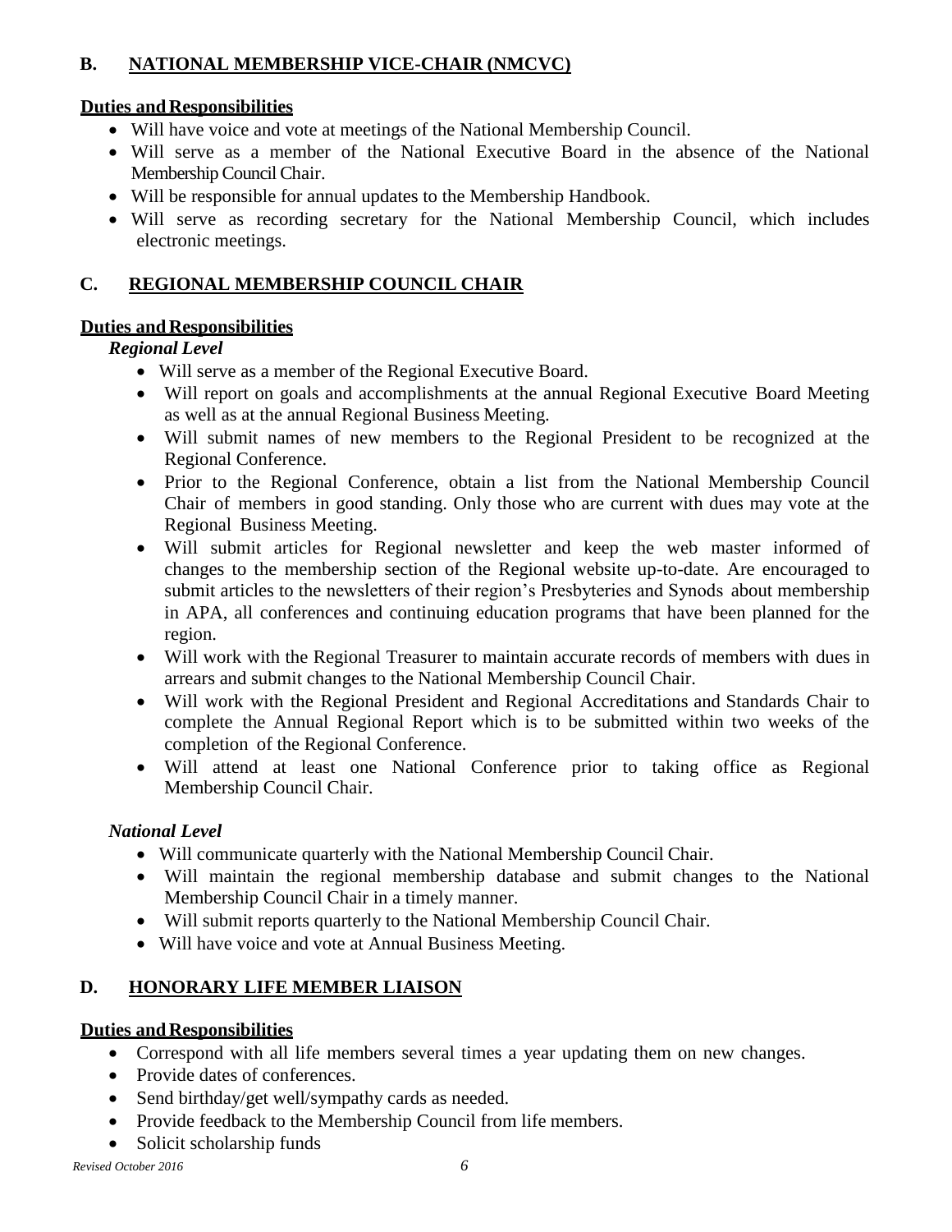## B. NATIONAL MEMBERSHIP VICE-CHAIR (NMCVC)

**Duties and Responsibilities**

- Will have voice and vote at meetings of the National Membership Council.
- Will serve as a member of the National Executive Board in the absence of the National Membership Council Chair.
- Will be responsible for annual updates to the Membership Handbook.
- Will serve as recording secretary for the National Membership Council, which includes electronic meetings.

## C. REGIONAL MEMBERSHIP COUNCIL CHAIR

**Duties and Responsibilities**

***Regional Level***

- Will serve as a member of the Regional Executive Board.
- Will report on goals and accomplishments at the annual Regional Executive Board Meeting as well as at the annual Regional Business Meeting.
- Will submit names of new members to the Regional President to be recognized at the Regional Conference.
- Prior to the Regional Conference, obtain a list from the National Membership Council Chair of members in good standing. Only those who are current with dues may vote at the Regional Business Meeting.
- Will submit articles for Regional newsletter and keep the web master informed of changes to the membership section of the Regional website up-to-date. Are encouraged to submit articles to the newsletters of their region's Presbyteries and Synods about membership in APA, all conferences and continuing education programs that have been planned for the region.
- Will work with the Regional Treasurer to maintain accurate records of members with dues in arrears and submit changes to the National Membership Council Chair.
- Will work with the Regional President and Regional Accreditations and Standards Chair to complete the Annual Regional Report which is to be submitted within two weeks of the completion of the Regional Conference.
- Will attend at least one National Conference prior to taking office as Regional Membership Council Chair.

***National Level***

- Will communicate quarterly with the National Membership Council Chair.
- Will maintain the regional membership database and submit changes to the National Membership Council Chair in a timely manner.
- Will submit reports quarterly to the National Membership Council Chair.
- Will have voice and vote at Annual Business Meeting.

## D. HONORARY LIFE MEMBER LIAISON

**Duties and Responsibilities**

- Correspond with all life members several times a year updating them on new changes.
- Provide dates of conferences.
- Send birthday/get well/sympathy cards as needed.
- Provide feedback to the Membership Council from life members.
- Solicit scholarship funds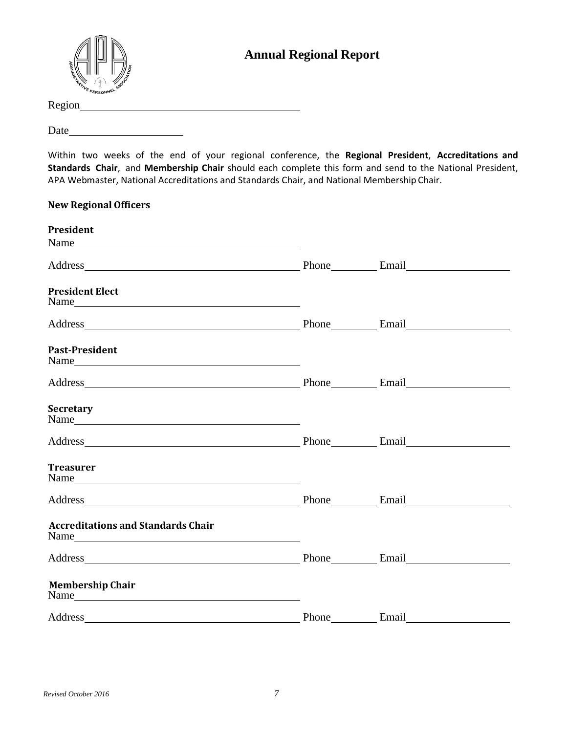# Annual Regional Report

Region\_\_\_\_\_\_\_\_\_\_\_\_\_\_\_\_\_\_\_\_\_\_\_\_\_\_\_\_\_\_\_\_\_\_\_\_

Date\_\_\_\_\_\_\_\_\_\_\_\_\_\_\_\_\_\_\_\_

Within two weeks of the end of your regional conference, the **Regional President**, **Accreditations and Standards Chair**, and **Membership Chair** should each complete this form and send to the National President, APA Webmaster, National Accreditations and Standards Chair, and National Membership Chair.

## New Regional Officers

**President**
Name\_\_\_\_\_\_\_\_\_\_\_\_\_\_\_\_\_\_\_\_\_\_\_\_\_\_\_\_\_\_\_\_\_\_\_\_

Address\_\_\_\_\_\_\_\_\_\_\_\_\_\_\_\_\_\_\_\_\_\_\_\_\_\_\_\_\_\_\_\_\_\_\_\_ Phone\_\_\_\_\_\_\_\_ Email\_\_\_\_\_\_\_\_\_\_\_\_\_\_\_\_\_\_

**President Elect**
Name\_\_\_\_\_\_\_\_\_\_\_\_\_\_\_\_\_\_\_\_\_\_\_\_\_\_\_\_\_\_\_\_\_\_\_\_

Address\_\_\_\_\_\_\_\_\_\_\_\_\_\_\_\_\_\_\_\_\_\_\_\_\_\_\_\_\_\_\_\_\_\_\_\_ Phone\_\_\_\_\_\_\_\_ Email\_\_\_\_\_\_\_\_\_\_\_\_\_\_\_\_\_\_

**Past-President**
Name\_\_\_\_\_\_\_\_\_\_\_\_\_\_\_\_\_\_\_\_\_\_\_\_\_\_\_\_\_\_\_\_\_\_\_\_

Address\_\_\_\_\_\_\_\_\_\_\_\_\_\_\_\_\_\_\_\_\_\_\_\_\_\_\_\_\_\_\_\_\_\_\_\_ Phone\_\_\_\_\_\_\_\_ Email\_\_\_\_\_\_\_\_\_\_\_\_\_\_\_\_\_\_

**Secretary**
Name\_\_\_\_\_\_\_\_\_\_\_\_\_\_\_\_\_\_\_\_\_\_\_\_\_\_\_\_\_\_\_\_\_\_\_\_

Address\_\_\_\_\_\_\_\_\_\_\_\_\_\_\_\_\_\_\_\_\_\_\_\_\_\_\_\_\_\_\_\_\_\_\_\_ Phone\_\_\_\_\_\_\_\_ Email\_\_\_\_\_\_\_\_\_\_\_\_\_\_\_\_\_\_

**Treasurer**
Name\_\_\_\_\_\_\_\_\_\_\_\_\_\_\_\_\_\_\_\_\_\_\_\_\_\_\_\_\_\_\_\_\_\_\_\_

Address\_\_\_\_\_\_\_\_\_\_\_\_\_\_\_\_\_\_\_\_\_\_\_\_\_\_\_\_\_\_\_\_\_\_\_\_ Phone\_\_\_\_\_\_\_\_ Email\_\_\_\_\_\_\_\_\_\_\_\_\_\_\_\_\_\_

**Accreditations and Standards Chair**
Name\_\_\_\_\_\_\_\_\_\_\_\_\_\_\_\_\_\_\_\_\_\_\_\_\_\_\_\_\_\_\_\_\_\_\_\_

Address\_\_\_\_\_\_\_\_\_\_\_\_\_\_\_\_\_\_\_\_\_\_\_\_\_\_\_\_\_\_\_\_\_\_\_\_ Phone\_\_\_\_\_\_\_\_ Email\_\_\_\_\_\_\_\_\_\_\_\_\_\_\_\_\_\_

**Membership Chair**
Name\_\_\_\_\_\_\_\_\_\_\_\_\_\_\_\_\_\_\_\_\_\_\_\_\_\_\_\_\_\_\_\_\_\_\_\_

Address\_\_\_\_\_\_\_\_\_\_\_\_\_\_\_\_\_\_\_\_\_\_\_\_\_\_\_\_\_\_\_\_\_\_\_\_ Phone\_\_\_\_\_\_\_\_ Email\_\_\_\_\_\_\_\_\_\_\_\_\_\_\_\_\_\_

*Revised October 2016*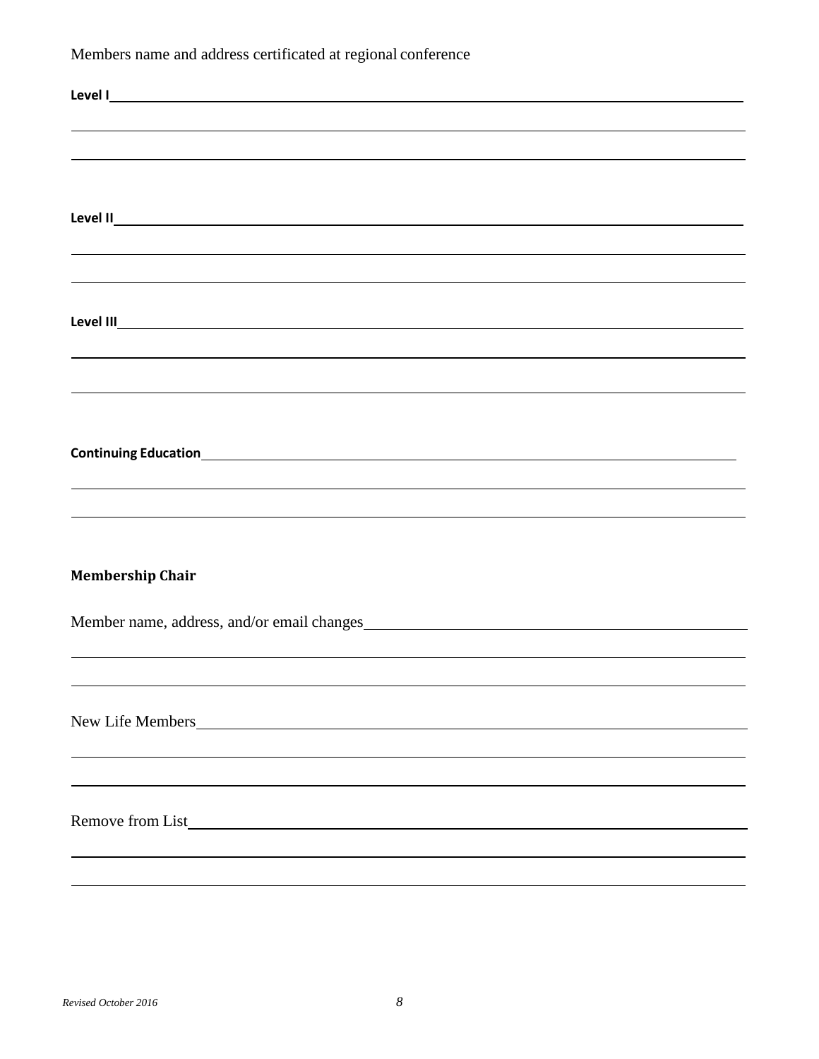Members name and address certificated at regional conference

**Level I**\_\_\_\_\_\_\_\_\_\_\_\_\_\_\_\_\_\_\_\_\_\_\_\_\_\_\_\_\_\_\_\_\_\_\_\_\_\_\_\_\_\_\_\_\_\_\_\_\_\_\_\_\_\_\_\_\_\_\_\_

\_\_\_\_\_\_\_\_\_\_\_\_\_\_\_\_\_\_\_\_\_\_\_\_\_\_\_\_\_\_\_\_\_\_\_\_\_\_\_\_\_\_\_\_\_\_\_\_\_\_\_\_\_\_\_\_\_\_\_\_\_\_\_\_\_\_

\_\_\_\_\_\_\_\_\_\_\_\_\_\_\_\_\_\_\_\_\_\_\_\_\_\_\_\_\_\_\_\_\_\_\_\_\_\_\_\_\_\_\_\_\_\_\_\_\_\_\_\_\_\_\_\_\_\_\_\_\_\_\_\_\_\_

**Level II**\_\_\_\_\_\_\_\_\_\_\_\_\_\_\_\_\_\_\_\_\_\_\_\_\_\_\_\_\_\_\_\_\_\_\_\_\_\_\_\_\_\_\_\_\_\_\_\_\_\_\_\_\_\_\_\_\_\_\_

\_\_\_\_\_\_\_\_\_\_\_\_\_\_\_\_\_\_\_\_\_\_\_\_\_\_\_\_\_\_\_\_\_\_\_\_\_\_\_\_\_\_\_\_\_\_\_\_\_\_\_\_\_\_\_\_\_\_\_\_\_\_\_\_\_\_

\_\_\_\_\_\_\_\_\_\_\_\_\_\_\_\_\_\_\_\_\_\_\_\_\_\_\_\_\_\_\_\_\_\_\_\_\_\_\_\_\_\_\_\_\_\_\_\_\_\_\_\_\_\_\_\_\_\_\_\_\_\_\_\_\_\_

**Level III**\_\_\_\_\_\_\_\_\_\_\_\_\_\_\_\_\_\_\_\_\_\_\_\_\_\_\_\_\_\_\_\_\_\_\_\_\_\_\_\_\_\_\_\_\_\_\_\_\_\_\_\_\_\_\_\_\_\_

\_\_\_\_\_\_\_\_\_\_\_\_\_\_\_\_\_\_\_\_\_\_\_\_\_\_\_\_\_\_\_\_\_\_\_\_\_\_\_\_\_\_\_\_\_\_\_\_\_\_\_\_\_\_\_\_\_\_\_\_\_\_\_\_\_\_

\_\_\_\_\_\_\_\_\_\_\_\_\_\_\_\_\_\_\_\_\_\_\_\_\_\_\_\_\_\_\_\_\_\_\_\_\_\_\_\_\_\_\_\_\_\_\_\_\_\_\_\_\_\_\_\_\_\_\_\_\_\_\_\_\_\_

**Continuing Education**\_\_\_\_\_\_\_\_\_\_\_\_\_\_\_\_\_\_\_\_\_\_\_\_\_\_\_\_\_\_\_\_\_\_\_\_\_\_\_\_\_\_\_\_\_\_\_\_\_

\_\_\_\_\_\_\_\_\_\_\_\_\_\_\_\_\_\_\_\_\_\_\_\_\_\_\_\_\_\_\_\_\_\_\_\_\_\_\_\_\_\_\_\_\_\_\_\_\_\_\_\_\_\_\_\_\_\_\_\_\_\_\_\_\_\_

\_\_\_\_\_\_\_\_\_\_\_\_\_\_\_\_\_\_\_\_\_\_\_\_\_\_\_\_\_\_\_\_\_\_\_\_\_\_\_\_\_\_\_\_\_\_\_\_\_\_\_\_\_\_\_\_\_\_\_\_\_\_\_\_\_\_

**Membership Chair**

Member name, address, and/or email changes\_\_\_\_\_\_\_\_\_\_\_\_\_\_\_\_\_\_\_\_\_\_\_\_\_\_\_\_\_\_\_\_\_\_

\_\_\_\_\_\_\_\_\_\_\_\_\_\_\_\_\_\_\_\_\_\_\_\_\_\_\_\_\_\_\_\_\_\_\_\_\_\_\_\_\_\_\_\_\_\_\_\_\_\_\_\_\_\_\_\_\_\_\_\_\_\_\_\_\_\_

\_\_\_\_\_\_\_\_\_\_\_\_\_\_\_\_\_\_\_\_\_\_\_\_\_\_\_\_\_\_\_\_\_\_\_\_\_\_\_\_\_\_\_\_\_\_\_\_\_\_\_\_\_\_\_\_\_\_\_\_\_\_\_\_\_\_

New Life Members\_\_\_\_\_\_\_\_\_\_\_\_\_\_\_\_\_\_\_\_\_\_\_\_\_\_\_\_\_\_\_\_\_\_\_\_\_\_\_\_\_\_\_\_\_\_\_\_\_\_\_\_\_

\_\_\_\_\_\_\_\_\_\_\_\_\_\_\_\_\_\_\_\_\_\_\_\_\_\_\_\_\_\_\_\_\_\_\_\_\_\_\_\_\_\_\_\_\_\_\_\_\_\_\_\_\_\_\_\_\_\_\_\_\_\_\_\_\_\_

\_\_\_\_\_\_\_\_\_\_\_\_\_\_\_\_\_\_\_\_\_\_\_\_\_\_\_\_\_\_\_\_\_\_\_\_\_\_\_\_\_\_\_\_\_\_\_\_\_\_\_\_\_\_\_\_\_\_\_\_\_\_\_\_\_\_

Remove from List\_\_\_\_\_\_\_\_\_\_\_\_\_\_\_\_\_\_\_\_\_\_\_\_\_\_\_\_\_\_\_\_\_\_\_\_\_\_\_\_\_\_\_\_\_\_\_\_\_\_\_\_\_\_

\_\_\_\_\_\_\_\_\_\_\_\_\_\_\_\_\_\_\_\_\_\_\_\_\_\_\_\_\_\_\_\_\_\_\_\_\_\_\_\_\_\_\_\_\_\_\_\_\_\_\_\_\_\_\_\_\_\_\_\_\_\_\_\_\_\_

\_\_\_\_\_\_\_\_\_\_\_\_\_\_\_\_\_\_\_\_\_\_\_\_\_\_\_\_\_\_\_\_\_\_\_\_\_\_\_\_\_\_\_\_\_\_\_\_\_\_\_\_\_\_\_\_\_\_\_\_\_\_\_\_\_\_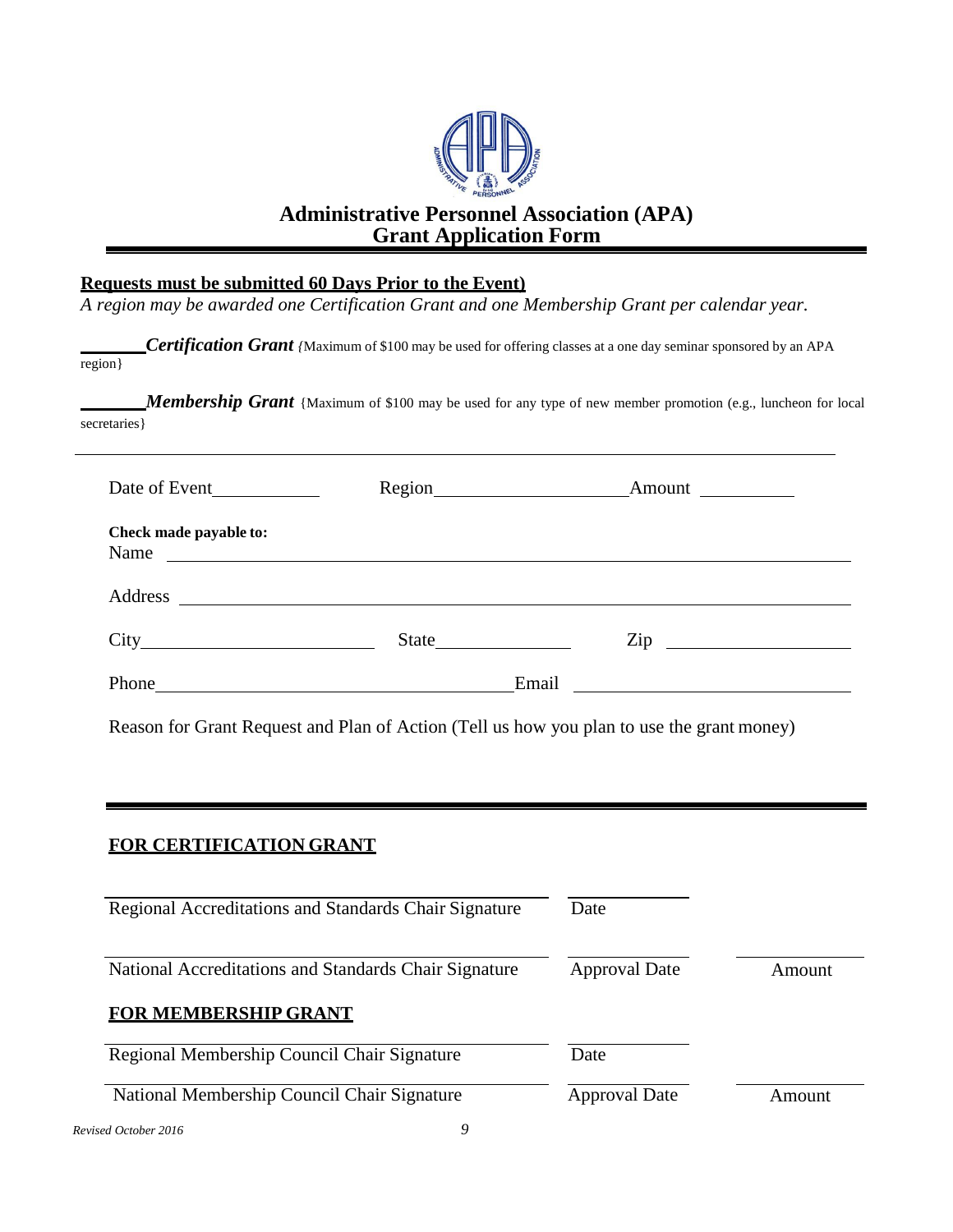# Administrative Personnel Association (APA)
## Grant Application Form

**Requests must be submitted 60 Days Prior to the Event)**

*A region may be awarded one Certification Grant and one Membership Grant per calendar year.*

_______ ***Certification Grant*** {Maximum of $100 may be used for offering classes at a one day seminar sponsored by an APA region}

_______ ***Membership Grant*** {Maximum of $100 may be used for any type of new member promotion (e.g., luncheon for local secretaries}

---

Date of Event____________ Region______________________ Amount __________

**Check made payable to:**

Name ______________________________________________________________

Address ____________________________________________________________

City_________________________ State_______________ Zip ____________________

Phone_______________________________________ Email ______________________________

Reason for Grant Request and Plan of Action (Tell us how you plan to use the grant money)

---

**FOR CERTIFICATION GRANT**

| | | |
|---|---|---|
| Regional Accreditations and Standards Chair Signature | Date | |
| National Accreditations and Standards Chair Signature | Approval Date | Amount |

**FOR MEMBERSHIP GRANT**

| | | |
|---|---|---|
| Regional Membership Council Chair Signature | Date | |
| National Membership Council Chair Signature | Approval Date | Amount |

*Revised October 2016*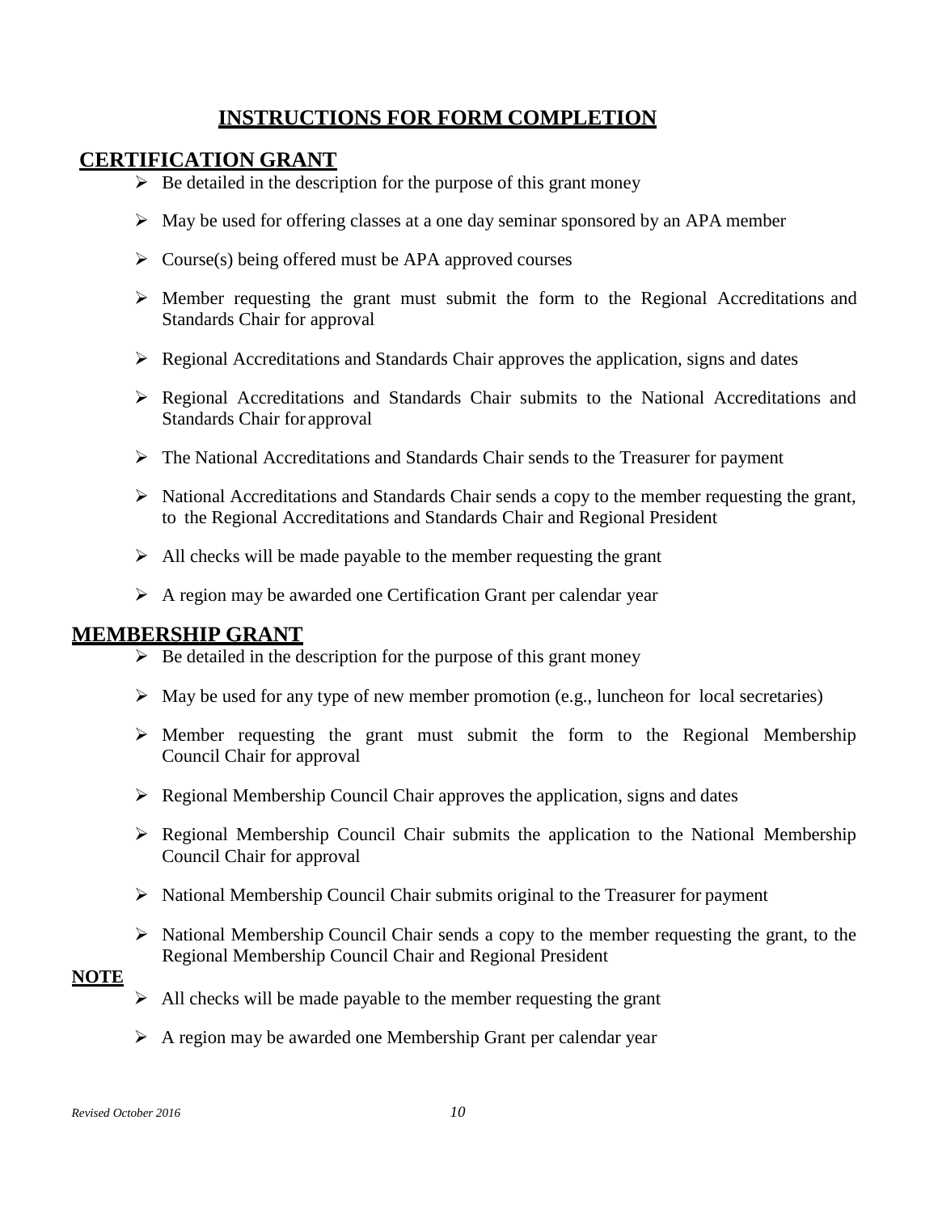# INSTRUCTIONS FOR FORM COMPLETION

## CERTIFICATION GRANT

- Be detailed in the description for the purpose of this grant money
- May be used for offering classes at a one day seminar sponsored by an APA member
- Course(s) being offered must be APA approved courses
- Member requesting the grant must submit the form to the Regional Accreditations and Standards Chair for approval
- Regional Accreditations and Standards Chair approves the application, signs and dates
- Regional Accreditations and Standards Chair submits to the National Accreditations and Standards Chair for approval
- The National Accreditations and Standards Chair sends to the Treasurer for payment
- National Accreditations and Standards Chair sends a copy to the member requesting the grant, to the Regional Accreditations and Standards Chair and Regional President
- All checks will be made payable to the member requesting the grant
- A region may be awarded one Certification Grant per calendar year

## MEMBERSHIP GRANT

- Be detailed in the description for the purpose of this grant money
- May be used for any type of new member promotion (e.g., luncheon for local secretaries)
- Member requesting the grant must submit the form to the Regional Membership Council Chair for approval
- Regional Membership Council Chair approves the application, signs and dates
- Regional Membership Council Chair submits the application to the National Membership Council Chair for approval
- National Membership Council Chair submits original to the Treasurer for payment
- National Membership Council Chair sends a copy to the member requesting the grant, to the Regional Membership Council Chair and Regional President

**NOTE**

- All checks will be made payable to the member requesting the grant
- A region may be awarded one Membership Grant per calendar year

*Revised October 2016*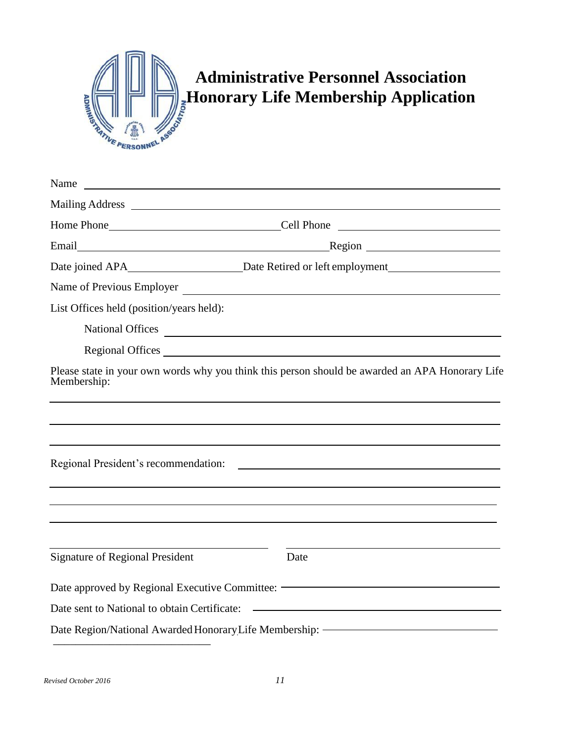# Administrative Personnel Association Honorary Life Membership Application

Name ____________________________________________

Mailing Address ____________________________________________

Home Phone ____________________ Cell Phone ____________________

Email ____________________________ Region ____________________

Date joined APA ________________ Date Retired or left employment ________________

Name of Previous Employer ____________________________________________

List Offices held (position/years held):

National Offices ____________________________________________

Regional Offices ____________________________________________

Please state in your own words why you think this person should be awarded an APA Honorary Life Membership:

____________________________________________

____________________________________________

____________________________________________

Regional President's recommendation: ____________________________________________

____________________________________________

____________________________________________

____________________________________________

____________________________ ____________________________

Signature of Regional President Date

Date approved by Regional Executive Committee: ____________________________

Date sent to National to obtain Certificate: ____________________________

Date Region/National Awarded Honorary Life Membership: ____________________________

____________________________

*Revised October 2016*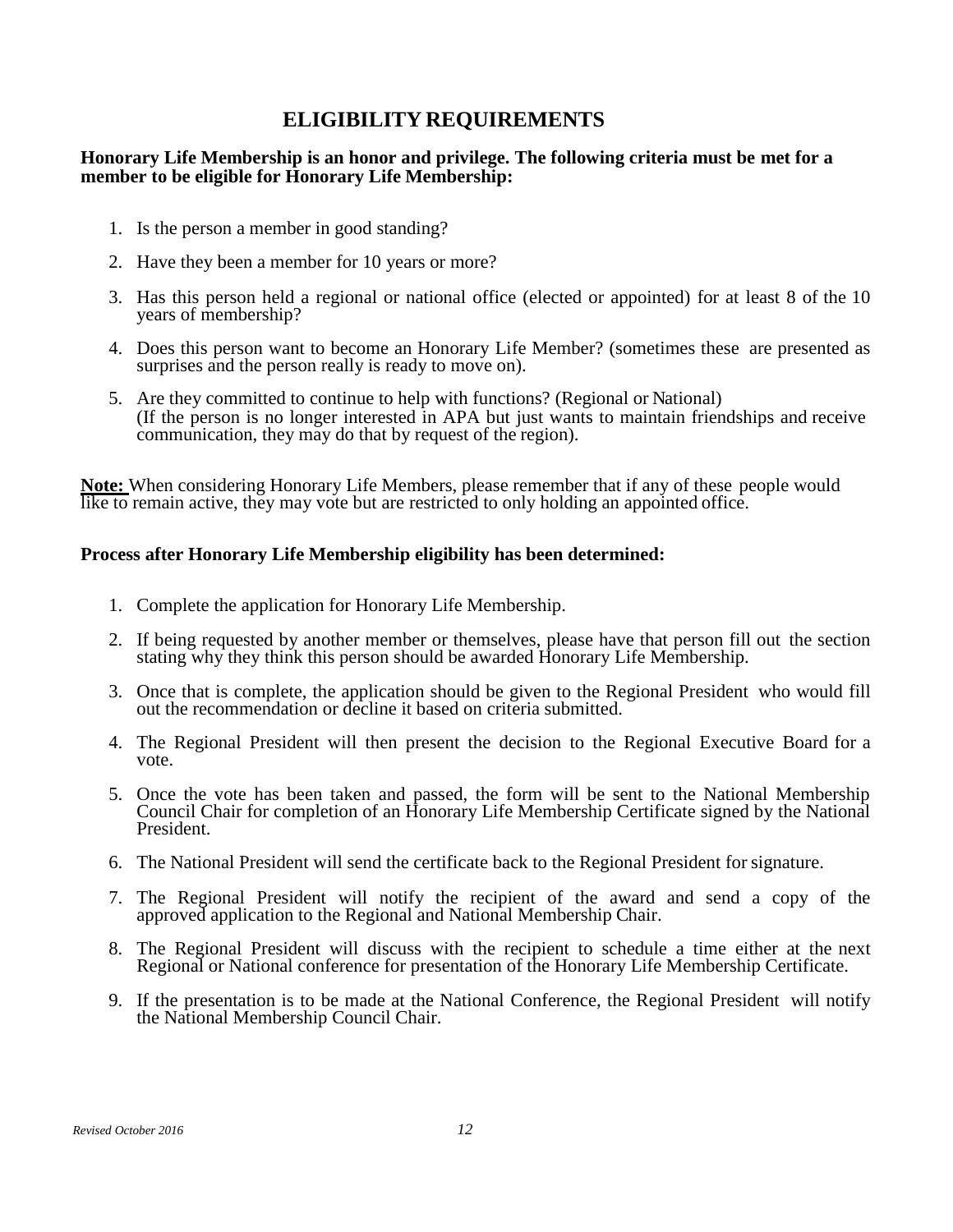## ELIGIBILITY REQUIREMENTS

**Honorary Life Membership is an honor and privilege. The following criteria must be met for a member to be eligible for Honorary Life Membership:**

1. Is the person a member in good standing?
2. Have they been a member for 10 years or more?
3. Has this person held a regional or national office (elected or appointed) for at least 8 of the 10 years of membership?
4. Does this person want to become an Honorary Life Member? (sometimes these are presented as surprises and the person really is ready to move on).
5. Are they committed to continue to help with functions? (Regional or National)
   (If the person is no longer interested in APA but just wants to maintain friendships and receive communication, they may do that by request of the region).

**Note:** When considering Honorary Life Members, please remember that if any of these people would like to remain active, they may vote but are restricted to only holding an appointed office.

**Process after Honorary Life Membership eligibility has been determined:**

1. Complete the application for Honorary Life Membership.
2. If being requested by another member or themselves, please have that person fill out the section stating why they think this person should be awarded Honorary Life Membership.
3. Once that is complete, the application should be given to the Regional President who would fill out the recommendation or decline it based on criteria submitted.
4. The Regional President will then present the decision to the Regional Executive Board for a vote.
5. Once the vote has been taken and passed, the form will be sent to the National Membership Council Chair for completion of an Honorary Life Membership Certificate signed by the National President.
6. The National President will send the certificate back to the Regional President for signature.
7. The Regional President will notify the recipient of the award and send a copy of the approved application to the Regional and National Membership Chair.
8. The Regional President will discuss with the recipient to schedule a time either at the next Regional or National conference for presentation of the Honorary Life Membership Certificate.
9. If the presentation is to be made at the National Conference, the Regional President will notify the National Membership Council Chair.

*Revised October 2016*